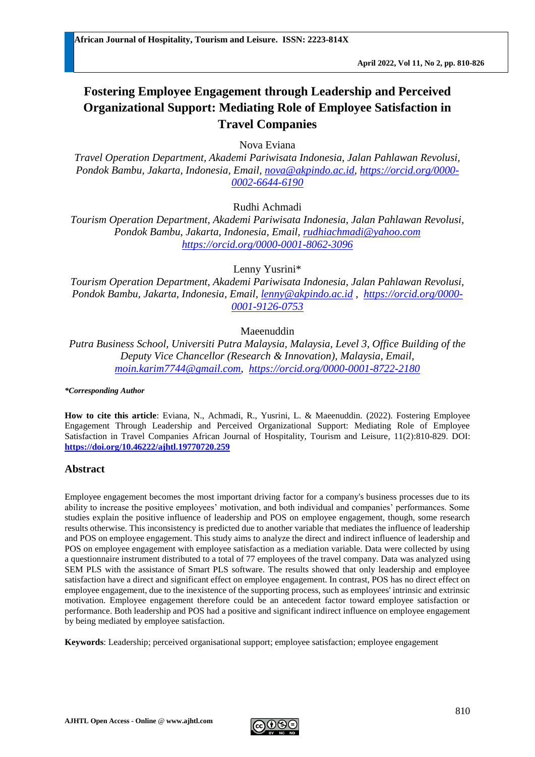# Fostering Employee Engagement through Leadership and Perceived Organizational Support: Mediating Role of Employee Satisfaction in Travel Companies

Nova Eviana

*Travel Operation Department, Akademi Pariwisata Indonesia, Jalan Pahlawan Revolusi, Pondok Bambu, Jakarta, Indonesia, Email, nova@akpindo.ac.id, https://orcid.org/0000-0002-6644-6190*

Rudhi Achmadi

*Tourism Operation Department, Akademi Pariwisata Indonesia, Jalan Pahlawan Revolusi, Pondok Bambu, Jakarta, Indonesia, Email, rudhiachmadi@yahoo.com https://orcid.org/0000-0001-8062-3096*

Lenny Yusrini*

*Tourism Operation Department, Akademi Pariwisata Indonesia, Jalan Pahlawan Revolusi, Pondok Bambu, Jakarta, Indonesia, Email, lenny@akpindo.ac.id , https://orcid.org/0000-0001-9126-0753*

Maeenuddin

*Putra Business School, Universiti Putra Malaysia, Malaysia, Level 3, Office Building of the Deputy Vice Chancellor (Research & Innovation), Malaysia, Email, moin.karim7744@gmail.com, https://orcid.org/0000-0001-8722-2180*

***Corresponding Author***

**How to cite this article**: Eviana, N., Achmadi, R., Yusrini, L. & Maeenuddin. (2022). Fostering Employee Engagement Through Leadership and Perceived Organizational Support: Mediating Role of Employee Satisfaction in Travel Companies African Journal of Hospitality, Tourism and Leisure, 11(2):810-829. DOI: **https://doi.org/10.46222/ajhtl.19770720.259**

## Abstract

Employee engagement becomes the most important driving factor for a company's business processes due to its ability to increase the positive employees' motivation, and both individual and companies' performances. Some studies explain the positive influence of leadership and POS on employee engagement, though, some research results otherwise. This inconsistency is predicted due to another variable that mediates the influence of leadership and POS on employee engagement. This study aims to analyze the direct and indirect influence of leadership and POS on employee engagement with employee satisfaction as a mediation variable. Data were collected by using a questionnaire instrument distributed to a total of 77 employees of the travel company. Data was analyzed using SEM PLS with the assistance of Smart PLS software. The results showed that only leadership and employee satisfaction have a direct and significant effect on employee engagement. In contrast, POS has no direct effect on employee engagement, due to the inexistence of the supporting process, such as employees' intrinsic and extrinsic motivation. Employee engagement therefore could be an antecedent factor toward employee satisfaction or performance. Both leadership and POS had a positive and significant indirect influence on employee engagement by being mediated by employee satisfaction.

**Keywords**: Leadership; perceived organisational support; employee satisfaction; employee engagement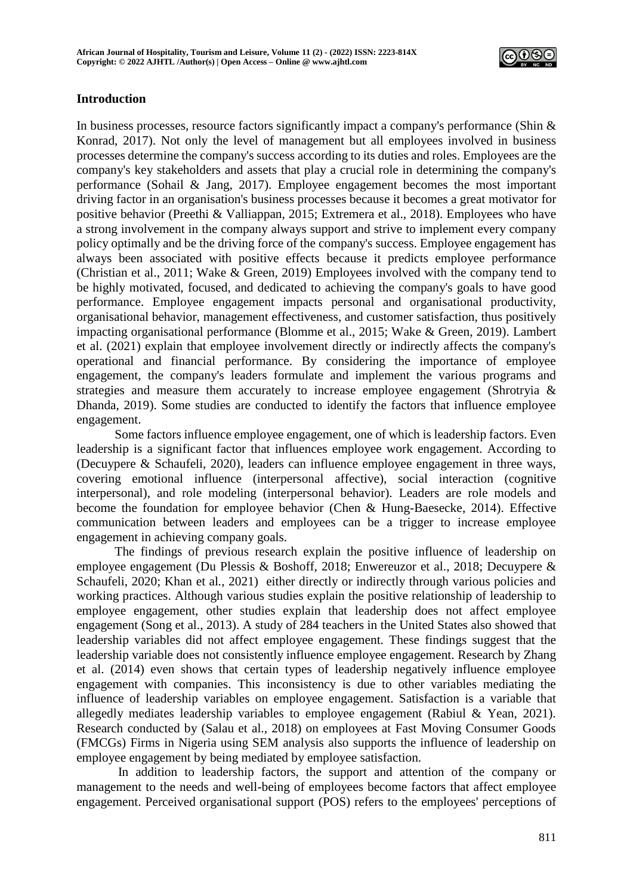## Introduction

In business processes, resource factors significantly impact a company's performance (Shin & Konrad, 2017). Not only the level of management but all employees involved in business processes determine the company's success according to its duties and roles. Employees are the company's key stakeholders and assets that play a crucial role in determining the company's performance (Sohail & Jang, 2017). Employee engagement becomes the most important driving factor in an organisation's business processes because it becomes a great motivator for positive behavior (Preethi & Valliappan, 2015; Extremera et al., 2018). Employees who have a strong involvement in the company always support and strive to implement every company policy optimally and be the driving force of the company's success. Employee engagement has always been associated with positive effects because it predicts employee performance (Christian et al., 2011; Wake & Green, 2019) Employees involved with the company tend to be highly motivated, focused, and dedicated to achieving the company's goals to have good performance. Employee engagement impacts personal and organisational productivity, organisational behavior, management effectiveness, and customer satisfaction, thus positively impacting organisational performance (Blomme et al., 2015; Wake & Green, 2019). Lambert et al. (2021) explain that employee involvement directly or indirectly affects the company's operational and financial performance. By considering the importance of employee engagement, the company's leaders formulate and implement the various programs and strategies and measure them accurately to increase employee engagement (Shrotryia & Dhanda, 2019). Some studies are conducted to identify the factors that influence employee engagement.

Some factors influence employee engagement, one of which is leadership factors. Even leadership is a significant factor that influences employee work engagement. According to (Decuypere & Schaufeli, 2020), leaders can influence employee engagement in three ways, covering emotional influence (interpersonal affective), social interaction (cognitive interpersonal), and role modeling (interpersonal behavior). Leaders are role models and become the foundation for employee behavior (Chen & Hung-Baesecke, 2014). Effective communication between leaders and employees can be a trigger to increase employee engagement in achieving company goals.

The findings of previous research explain the positive influence of leadership on employee engagement (Du Plessis & Boshoff, 2018; Enwereuzor et al., 2018; Decuypere & Schaufeli, 2020; Khan et al., 2021) either directly or indirectly through various policies and working practices. Although various studies explain the positive relationship of leadership to employee engagement, other studies explain that leadership does not affect employee engagement (Song et al., 2013). A study of 284 teachers in the United States also showed that leadership variables did not affect employee engagement. These findings suggest that the leadership variable does not consistently influence employee engagement. Research by Zhang et al. (2014) even shows that certain types of leadership negatively influence employee engagement with companies. This inconsistency is due to other variables mediating the influence of leadership variables on employee engagement. Satisfaction is a variable that allegedly mediates leadership variables to employee engagement (Rabiul & Yean, 2021). Research conducted by (Salau et al., 2018) on employees at Fast Moving Consumer Goods (FMCGs) Firms in Nigeria using SEM analysis also supports the influence of leadership on employee engagement by being mediated by employee satisfaction.

In addition to leadership factors, the support and attention of the company or management to the needs and well-being of employees become factors that affect employee engagement. Perceived organisational support (POS) refers to the employees' perceptions of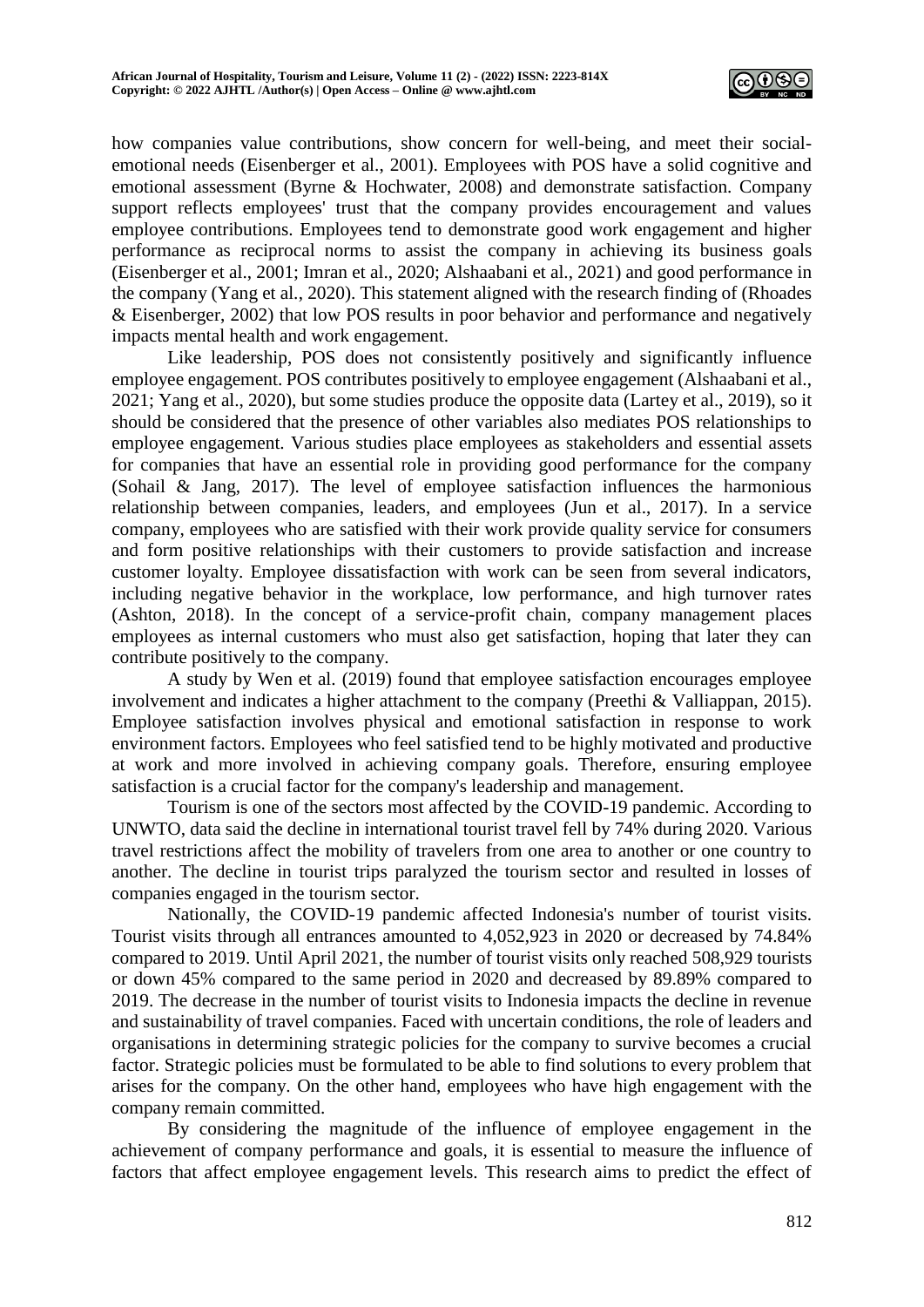how companies value contributions, show concern for well-being, and meet their social-emotional needs (Eisenberger et al., 2001). Employees with POS have a solid cognitive and emotional assessment (Byrne & Hochwater, 2008) and demonstrate satisfaction. Company support reflects employees' trust that the company provides encouragement and values employee contributions. Employees tend to demonstrate good work engagement and higher performance as reciprocal norms to assist the company in achieving its business goals (Eisenberger et al., 2001; Imran et al., 2020; Alshaabani et al., 2021) and good performance in the company (Yang et al., 2020). This statement aligned with the research finding of (Rhoades & Eisenberger, 2002) that low POS results in poor behavior and performance and negatively impacts mental health and work engagement.

Like leadership, POS does not consistently positively and significantly influence employee engagement. POS contributes positively to employee engagement (Alshaabani et al., 2021; Yang et al., 2020), but some studies produce the opposite data (Lartey et al., 2019), so it should be considered that the presence of other variables also mediates POS relationships to employee engagement. Various studies place employees as stakeholders and essential assets for companies that have an essential role in providing good performance for the company (Sohail & Jang, 2017). The level of employee satisfaction influences the harmonious relationship between companies, leaders, and employees (Jun et al., 2017). In a service company, employees who are satisfied with their work provide quality service for consumers and form positive relationships with their customers to provide satisfaction and increase customer loyalty. Employee dissatisfaction with work can be seen from several indicators, including negative behavior in the workplace, low performance, and high turnover rates (Ashton, 2018). In the concept of a service-profit chain, company management places employees as internal customers who must also get satisfaction, hoping that later they can contribute positively to the company.

A study by Wen et al. (2019) found that employee satisfaction encourages employee involvement and indicates a higher attachment to the company (Preethi & Valliappan, 2015). Employee satisfaction involves physical and emotional satisfaction in response to work environment factors. Employees who feel satisfied tend to be highly motivated and productive at work and more involved in achieving company goals. Therefore, ensuring employee satisfaction is a crucial factor for the company's leadership and management.

Tourism is one of the sectors most affected by the COVID-19 pandemic. According to UNWTO, data said the decline in international tourist travel fell by 74% during 2020. Various travel restrictions affect the mobility of travelers from one area to another or one country to another. The decline in tourist trips paralyzed the tourism sector and resulted in losses of companies engaged in the tourism sector.

Nationally, the COVID-19 pandemic affected Indonesia's number of tourist visits. Tourist visits through all entrances amounted to 4,052,923 in 2020 or decreased by 74.84% compared to 2019. Until April 2021, the number of tourist visits only reached 508,929 tourists or down 45% compared to the same period in 2020 and decreased by 89.89% compared to 2019. The decrease in the number of tourist visits to Indonesia impacts the decline in revenue and sustainability of travel companies. Faced with uncertain conditions, the role of leaders and organisations in determining strategic policies for the company to survive becomes a crucial factor. Strategic policies must be formulated to be able to find solutions to every problem that arises for the company. On the other hand, employees who have high engagement with the company remain committed.

By considering the magnitude of the influence of employee engagement in the achievement of company performance and goals, it is essential to measure the influence of factors that affect employee engagement levels. This research aims to predict the effect of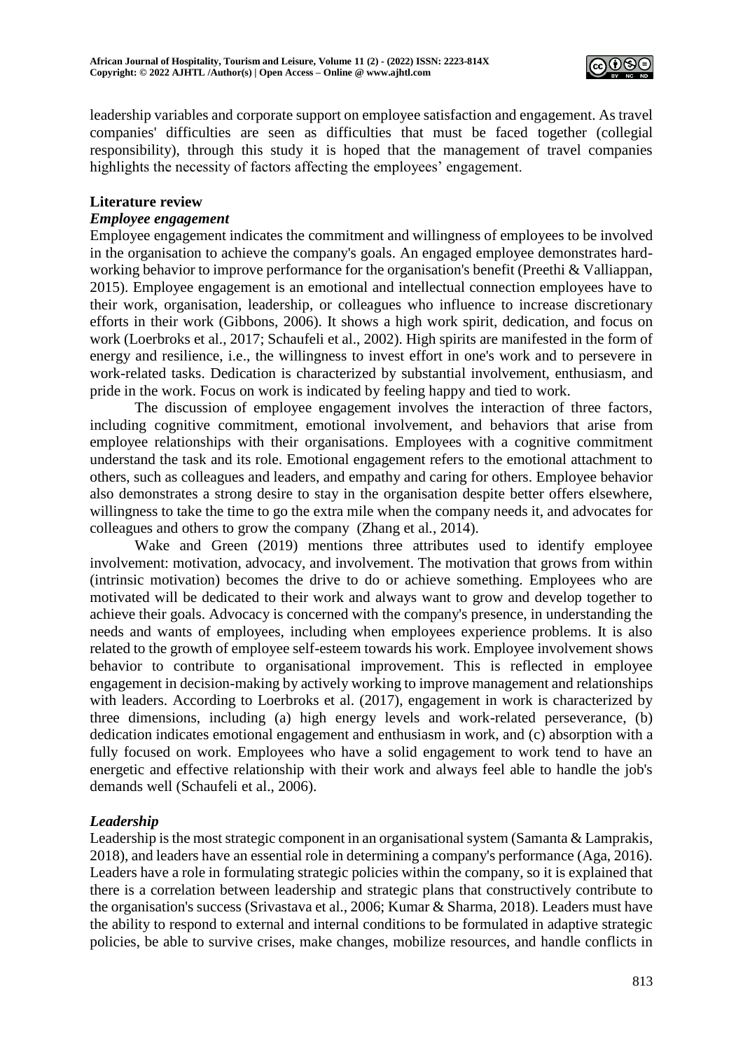leadership variables and corporate support on employee satisfaction and engagement. As travel companies' difficulties are seen as difficulties that must be faced together (collegial responsibility), through this study it is hoped that the management of travel companies highlights the necessity of factors affecting the employees' engagement.

## Literature review

### *Employee engagement*

Employee engagement indicates the commitment and willingness of employees to be involved in the organisation to achieve the company's goals. An engaged employee demonstrates hard-working behavior to improve performance for the organisation's benefit (Preethi & Valliappan, 2015). Employee engagement is an emotional and intellectual connection employees have to their work, organisation, leadership, or colleagues who influence to increase discretionary efforts in their work (Gibbons, 2006). It shows a high work spirit, dedication, and focus on work (Loerbroks et al., 2017; Schaufeli et al., 2002). High spirits are manifested in the form of energy and resilience, i.e., the willingness to invest effort in one's work and to persevere in work-related tasks. Dedication is characterized by substantial involvement, enthusiasm, and pride in the work. Focus on work is indicated by feeling happy and tied to work.

The discussion of employee engagement involves the interaction of three factors, including cognitive commitment, emotional involvement, and behaviors that arise from employee relationships with their organisations. Employees with a cognitive commitment understand the task and its role. Emotional engagement refers to the emotional attachment to others, such as colleagues and leaders, and empathy and caring for others. Employee behavior also demonstrates a strong desire to stay in the organisation despite better offers elsewhere, willingness to take the time to go the extra mile when the company needs it, and advocates for colleagues and others to grow the company (Zhang et al., 2014).

Wake and Green (2019) mentions three attributes used to identify employee involvement: motivation, advocacy, and involvement. The motivation that grows from within (intrinsic motivation) becomes the drive to do or achieve something. Employees who are motivated will be dedicated to their work and always want to grow and develop together to achieve their goals. Advocacy is concerned with the company's presence, in understanding the needs and wants of employees, including when employees experience problems. It is also related to the growth of employee self-esteem towards his work. Employee involvement shows behavior to contribute to organisational improvement. This is reflected in employee engagement in decision-making by actively working to improve management and relationships with leaders. According to Loerbroks et al. (2017), engagement in work is characterized by three dimensions, including (a) high energy levels and work-related perseverance, (b) dedication indicates emotional engagement and enthusiasm in work, and (c) absorption with a fully focused on work. Employees who have a solid engagement to work tend to have an energetic and effective relationship with their work and always feel able to handle the job's demands well (Schaufeli et al., 2006).

### *Leadership*

Leadership is the most strategic component in an organisational system (Samanta & Lamprakis, 2018), and leaders have an essential role in determining a company's performance (Aga, 2016). Leaders have a role in formulating strategic policies within the company, so it is explained that there is a correlation between leadership and strategic plans that constructively contribute to the organisation's success (Srivastava et al., 2006; Kumar & Sharma, 2018). Leaders must have the ability to respond to external and internal conditions to be formulated in adaptive strategic policies, be able to survive crises, make changes, mobilize resources, and handle conflicts in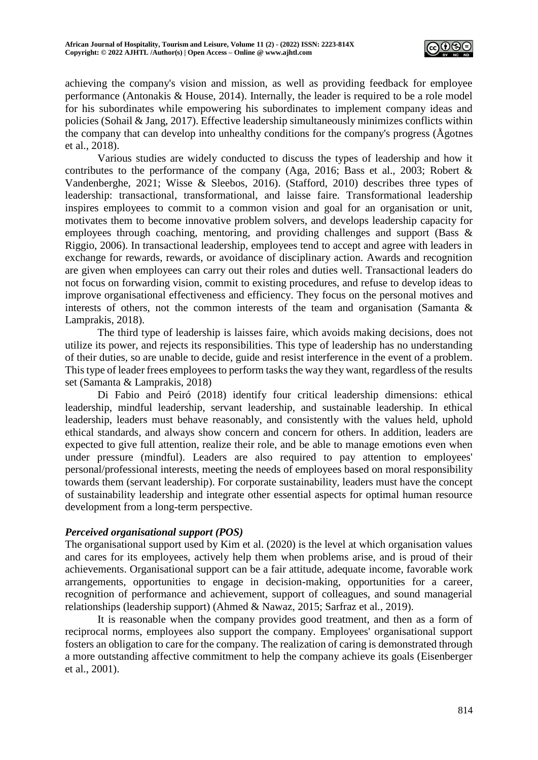achieving the company's vision and mission, as well as providing feedback for employee performance (Antonakis & House, 2014). Internally, the leader is required to be a role model for his subordinates while empowering his subordinates to implement company ideas and policies (Sohail & Jang, 2017). Effective leadership simultaneously minimizes conflicts within the company that can develop into unhealthy conditions for the company's progress (Ågotnes et al., 2018).

Various studies are widely conducted to discuss the types of leadership and how it contributes to the performance of the company (Aga, 2016; Bass et al., 2003; Robert & Vandenberghe, 2021; Wisse & Sleebos, 2016). (Stafford, 2010) describes three types of leadership: transactional, transformational, and laisse faire. Transformational leadership inspires employees to commit to a common vision and goal for an organisation or unit, motivates them to become innovative problem solvers, and develops leadership capacity for employees through coaching, mentoring, and providing challenges and support (Bass & Riggio, 2006). In transactional leadership, employees tend to accept and agree with leaders in exchange for rewards, rewards, or avoidance of disciplinary action. Awards and recognition are given when employees can carry out their roles and duties well. Transactional leaders do not focus on forwarding vision, commit to existing procedures, and refuse to develop ideas to improve organisational effectiveness and efficiency. They focus on the personal motives and interests of others, not the common interests of the team and organisation (Samanta & Lamprakis, 2018).

The third type of leadership is laisses faire, which avoids making decisions, does not utilize its power, and rejects its responsibilities. This type of leadership has no understanding of their duties, so are unable to decide, guide and resist interference in the event of a problem. This type of leader frees employees to perform tasks the way they want, regardless of the results set (Samanta & Lamprakis, 2018)

Di Fabio and Peiró (2018) identify four critical leadership dimensions: ethical leadership, mindful leadership, servant leadership, and sustainable leadership. In ethical leadership, leaders must behave reasonably, and consistently with the values held, uphold ethical standards, and always show concern and concern for others. In addition, leaders are expected to give full attention, realize their role, and be able to manage emotions even when under pressure (mindful). Leaders are also required to pay attention to employees' personal/professional interests, meeting the needs of employees based on moral responsibility towards them (servant leadership). For corporate sustainability, leaders must have the concept of sustainability leadership and integrate other essential aspects for optimal human resource development from a long-term perspective.

### *Perceived organisational support (POS)*

The organisational support used by Kim et al. (2020) is the level at which organisation values and cares for its employees, actively help them when problems arise, and is proud of their achievements. Organisational support can be a fair attitude, adequate income, favorable work arrangements, opportunities to engage in decision-making, opportunities for a career, recognition of performance and achievement, support of colleagues, and sound managerial relationships (leadership support) (Ahmed & Nawaz, 2015; Sarfraz et al., 2019).

It is reasonable when the company provides good treatment, and then as a form of reciprocal norms, employees also support the company. Employees' organisational support fosters an obligation to care for the company. The realization of caring is demonstrated through a more outstanding affective commitment to help the company achieve its goals (Eisenberger et al., 2001).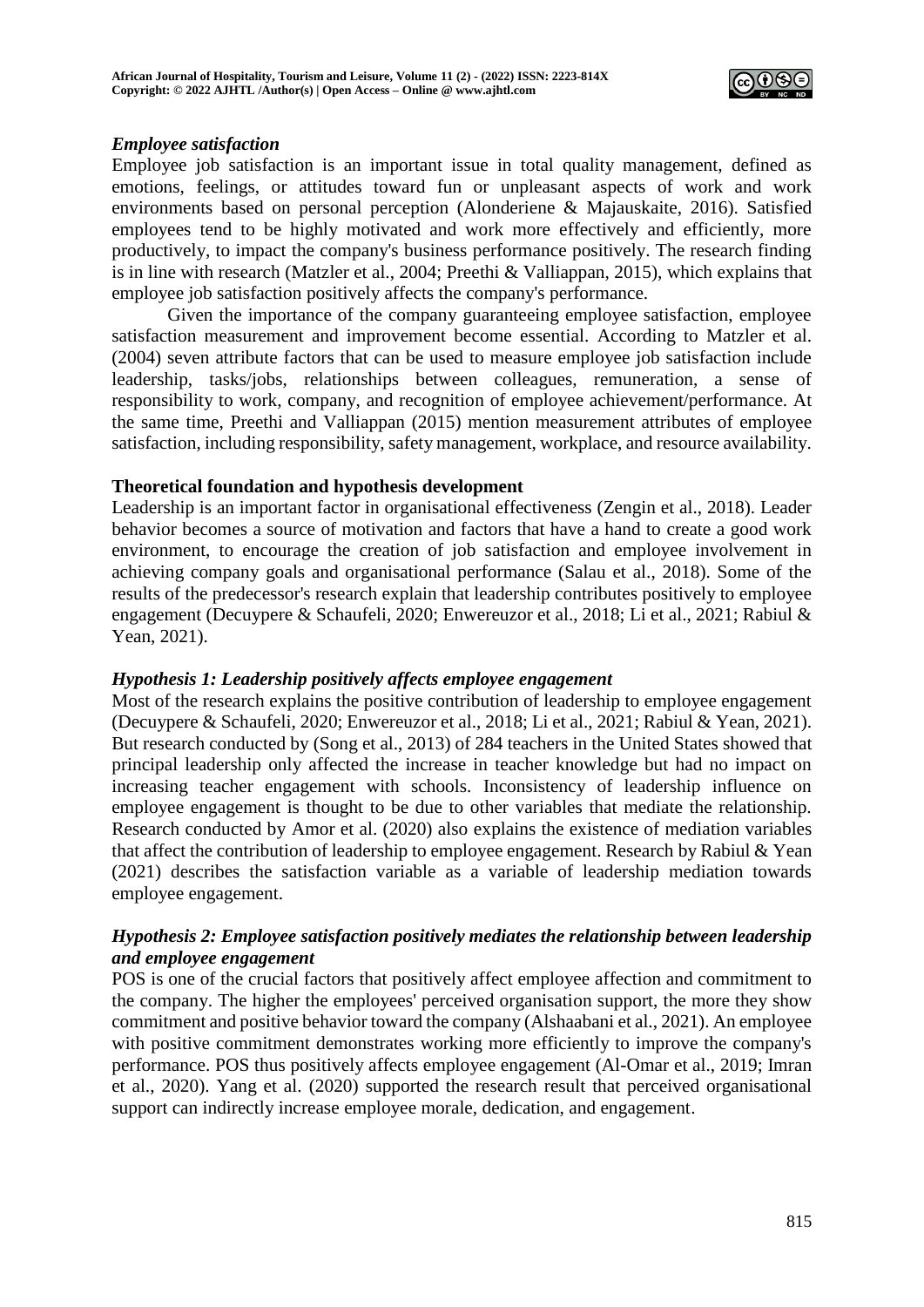### *Employee satisfaction*

Employee job satisfaction is an important issue in total quality management, defined as emotions, feelings, or attitudes toward fun or unpleasant aspects of work and work environments based on personal perception (Alonderiene & Majauskaite, 2016). Satisfied employees tend to be highly motivated and work more effectively and efficiently, more productively, to impact the company's business performance positively. The research finding is in line with research (Matzler et al., 2004; Preethi & Valliappan, 2015), which explains that employee job satisfaction positively affects the company's performance.

Given the importance of the company guaranteeing employee satisfaction, employee satisfaction measurement and improvement become essential. According to Matzler et al. (2004) seven attribute factors that can be used to measure employee job satisfaction include leadership, tasks/jobs, relationships between colleagues, remuneration, a sense of responsibility to work, company, and recognition of employee achievement/performance. At the same time, Preethi and Valliappan (2015) mention measurement attributes of employee satisfaction, including responsibility, safety management, workplace, and resource availability.

## **Theoretical foundation and hypothesis development**

Leadership is an important factor in organisational effectiveness (Zengin et al., 2018). Leader behavior becomes a source of motivation and factors that have a hand to create a good work environment, to encourage the creation of job satisfaction and employee involvement in achieving company goals and organisational performance (Salau et al., 2018). Some of the results of the predecessor's research explain that leadership contributes positively to employee engagement (Decuypere & Schaufeli, 2020; Enwereuzor et al., 2018; Li et al., 2021; Rabiul & Yean, 2021).

### *Hypothesis 1: Leadership positively affects employee engagement*

Most of the research explains the positive contribution of leadership to employee engagement (Decuypere & Schaufeli, 2020; Enwereuzor et al., 2018; Li et al., 2021; Rabiul & Yean, 2021). But research conducted by (Song et al., 2013) of 284 teachers in the United States showed that principal leadership only affected the increase in teacher knowledge but had no impact on increasing teacher engagement with schools. Inconsistency of leadership influence on employee engagement is thought to be due to other variables that mediate the relationship. Research conducted by Amor et al. (2020) also explains the existence of mediation variables that affect the contribution of leadership to employee engagement. Research by Rabiul & Yean (2021) describes the satisfaction variable as a variable of leadership mediation towards employee engagement.

### *Hypothesis 2: Employee satisfaction positively mediates the relationship between leadership and employee engagement*

POS is one of the crucial factors that positively affect employee affection and commitment to the company. The higher the employees' perceived organisation support, the more they show commitment and positive behavior toward the company (Alshaabani et al., 2021). An employee with positive commitment demonstrates working more efficiently to improve the company's performance. POS thus positively affects employee engagement (Al-Omar et al., 2019; Imran et al., 2020). Yang et al. (2020) supported the research result that perceived organisational support can indirectly increase employee morale, dedication, and engagement.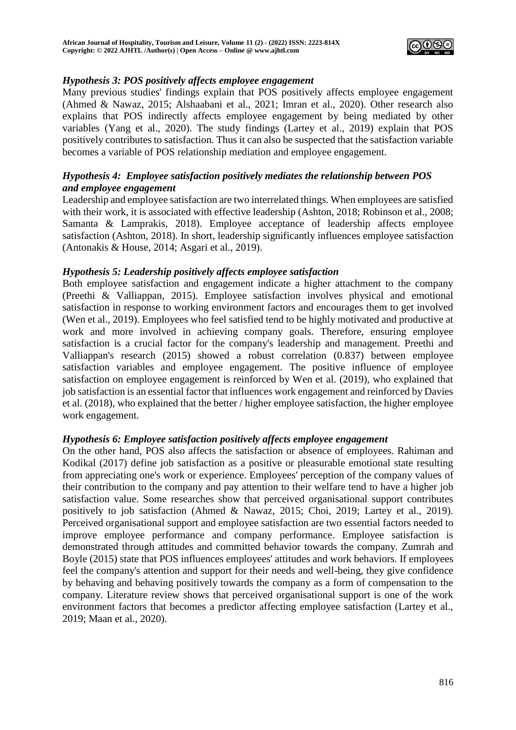### *Hypothesis 3: POS positively affects employee engagement*

Many previous studies' findings explain that POS positively affects employee engagement (Ahmed & Nawaz, 2015; Alshaabani et al., 2021; Imran et al., 2020). Other research also explains that POS indirectly affects employee engagement by being mediated by other variables (Yang et al., 2020). The study findings (Lartey et al., 2019) explain that POS positively contributes to satisfaction. Thus it can also be suspected that the satisfaction variable becomes a variable of POS relationship mediation and employee engagement.

### *Hypothesis 4: Employee satisfaction positively mediates the relationship between POS and employee engagement*

Leadership and employee satisfaction are two interrelated things. When employees are satisfied with their work, it is associated with effective leadership (Ashton, 2018; Robinson et al., 2008; Samanta & Lamprakis, 2018). Employee acceptance of leadership affects employee satisfaction (Ashton, 2018). In short, leadership significantly influences employee satisfaction (Antonakis & House, 2014; Asgari et al., 2019).

### *Hypothesis 5: Leadership positively affects employee satisfaction*

Both employee satisfaction and engagement indicate a higher attachment to the company (Preethi & Valliappan, 2015). Employee satisfaction involves physical and emotional satisfaction in response to working environment factors and encourages them to get involved (Wen et al., 2019). Employees who feel satisfied tend to be highly motivated and productive at work and more involved in achieving company goals. Therefore, ensuring employee satisfaction is a crucial factor for the company's leadership and management. Preethi and Valliappan's research (2015) showed a robust correlation (0.837) between employee satisfaction variables and employee engagement. The positive influence of employee satisfaction on employee engagement is reinforced by Wen et al. (2019), who explained that job satisfaction is an essential factor that influences work engagement and reinforced by Davies et al. (2018), who explained that the better / higher employee satisfaction, the higher employee work engagement.

### *Hypothesis 6: Employee satisfaction positively affects employee engagement*

On the other hand, POS also affects the satisfaction or absence of employees. Rahiman and Kodikal (2017) define job satisfaction as a positive or pleasurable emotional state resulting from appreciating one's work or experience. Employees' perception of the company values of their contribution to the company and pay attention to their welfare tend to have a higher job satisfaction value. Some researches show that perceived organisational support contributes positively to job satisfaction (Ahmed & Nawaz, 2015; Choi, 2019; Lartey et al., 2019). Perceived organisational support and employee satisfaction are two essential factors needed to improve employee performance and company performance. Employee satisfaction is demonstrated through attitudes and committed behavior towards the company. Zumrah and Boyle (2015) state that POS influences employees' attitudes and work behaviors. If employees feel the company's attention and support for their needs and well-being, they give confidence by behaving and behaving positively towards the company as a form of compensation to the company. Literature review shows that perceived organisational support is one of the work environment factors that becomes a predictor affecting employee satisfaction (Lartey et al., 2019; Maan et al., 2020).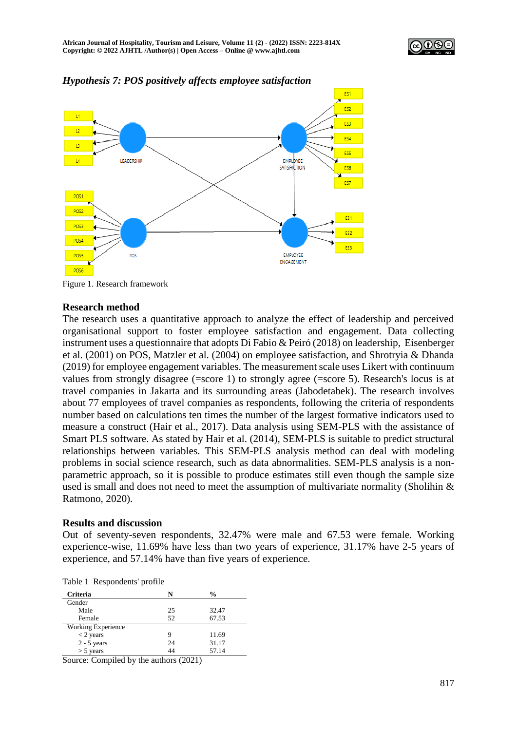*Hypothesis 7: POS positively affects employee satisfaction*

L1
L2
L3
L4
LEADERSHIP
POS1
POS2
POS3
POS4
POS5
POS6
POS
ES1
ES2
ES3
ES4
ES5
ES6
ES7
EMPLOYEE SATISFACTION
EE1
EE2
EE3
EMPLOYEE ENGAGEMENT

Figure 1. Research framework

## Research method

The research uses a quantitative approach to analyze the effect of leadership and perceived organisational support to foster employee satisfaction and engagement. Data collecting instrument uses a questionnaire that adopts Di Fabio & Peiró (2018) on leadership, Eisenberger et al. (2001) on POS, Matzler et al. (2004) on employee satisfaction, and Shrotryia & Dhanda (2019) for employee engagement variables. The measurement scale uses Likert with continuum values from strongly disagree (=score 1) to strongly agree (=score 5). Research's locus is at travel companies in Jakarta and its surrounding areas (Jabodetabek). The research involves about 77 employees of travel companies as respondents, following the criteria of respondents number based on calculations ten times the number of the largest formative indicators used to measure a construct (Hair et al., 2017). Data analysis using SEM-PLS with the assistance of Smart PLS software. As stated by Hair et al. (2014), SEM-PLS is suitable to predict structural relationships between variables. This SEM-PLS analysis method can deal with modeling problems in social science research, such as data abnormalities. SEM-PLS analysis is a non-parametric approach, so it is possible to produce estimates still even though the sample size used is small and does not need to meet the assumption of multivariate normality (Sholihin & Ratmono, 2020).

## Results and discussion

Out of seventy-seven respondents, 32.47% were male and 67.53 were female. Working experience-wise, 11.69% have less than two years of experience, 31.17% have 2-5 years of experience, and 57.14% have than five years of experience.

Table 1 Respondents' profile

| Criteria | N | % |
|---|---|---|
| Gender | | |
| Male | 25 | 32.47 |
| Female | 52 | 67.53 |
| Working Experience | | |
| < 2 years | 9 | 11.69 |
| 2 - 5 years | 24 | 31.17 |
| > 5 years | 44 | 57.14 |

Source: Compiled by the authors (2021)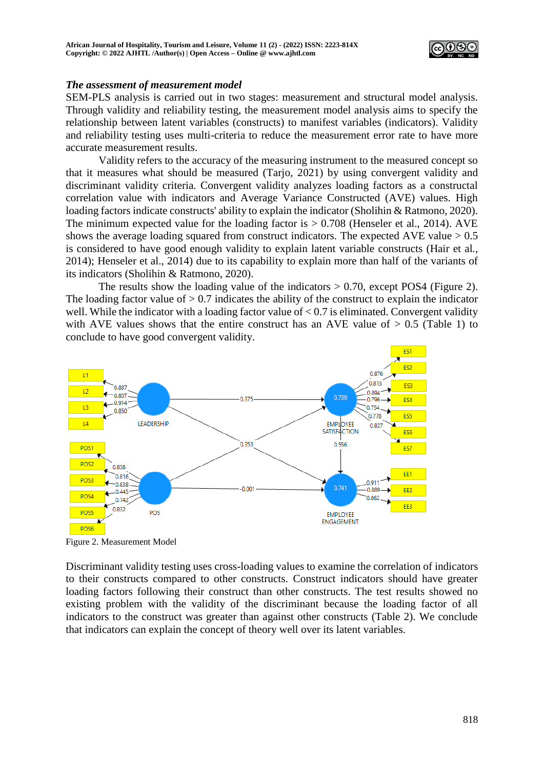### *The assessment of measurement model*

SEM-PLS analysis is carried out in two stages: measurement and structural model analysis. Through validity and reliability testing, the measurement model analysis aims to specify the relationship between latent variables (constructs) to manifest variables (indicators). Validity and reliability testing uses multi-criteria to reduce the measurement error rate to have more accurate measurement results.

Validity refers to the accuracy of the measuring instrument to the measured concept so that it measures what should be measured (Tarjo, 2021) by using convergent validity and discriminant validity criteria. Convergent validity analyzes loading factors as a constructal correlation value with indicators and Average Variance Constructed (AVE) values. High loading factors indicate constructs' ability to explain the indicator (Sholihin & Ratmono, 2020). The minimum expected value for the loading factor is > 0.708 (Henseler et al., 2014). AVE shows the average loading squared from construct indicators. The expected AVE value > 0.5 is considered to have good enough validity to explain latent variable constructs (Hair et al., 2014); Henseler et al., 2014) due to its capability to explain more than half of the variants of its indicators (Sholihin & Ratmono, 2020).

The results show the loading value of the indicators > 0.70, except POS4 (Figure 2). The loading factor value of > 0.7 indicates the ability of the construct to explain the indicator well. While the indicator with a loading factor value of < 0.7 is eliminated. Convergent validity with AVE values shows that the entire construct has an AVE value of > 0.5 (Table 1) to conclude to have good convergent validity.

L1 L2 L3 L4
0.887 0.807 0.914 0.850
LEADERSHIP
0.375
0.353
ES1 ES2 ES3 ES4 ES5 ES6 ES7
0.876 0.813 0.894 0.796 0.754 0.778 0.827
0.739
EMPLOYEE SATISFACTION
0.556
POS1 POS2 POS3 POS4 POS5 POS6
0.838 0.816 0.838 0.445 0.742 0.832
POS
-0.001
0.741
EMPLOYEE ENGAGEMENT
0.911 0.889 0.862
EE1 EE2 EE3

Figure 2. Measurement Model

Discriminant validity testing uses cross-loading values to examine the correlation of indicators to their constructs compared to other constructs. Construct indicators should have greater loading factors following their construct than other constructs. The test results showed no existing problem with the validity of the discriminant because the loading factor of all indicators to the construct was greater than against other constructs (Table 2). We conclude that indicators can explain the concept of theory well over its latent variables.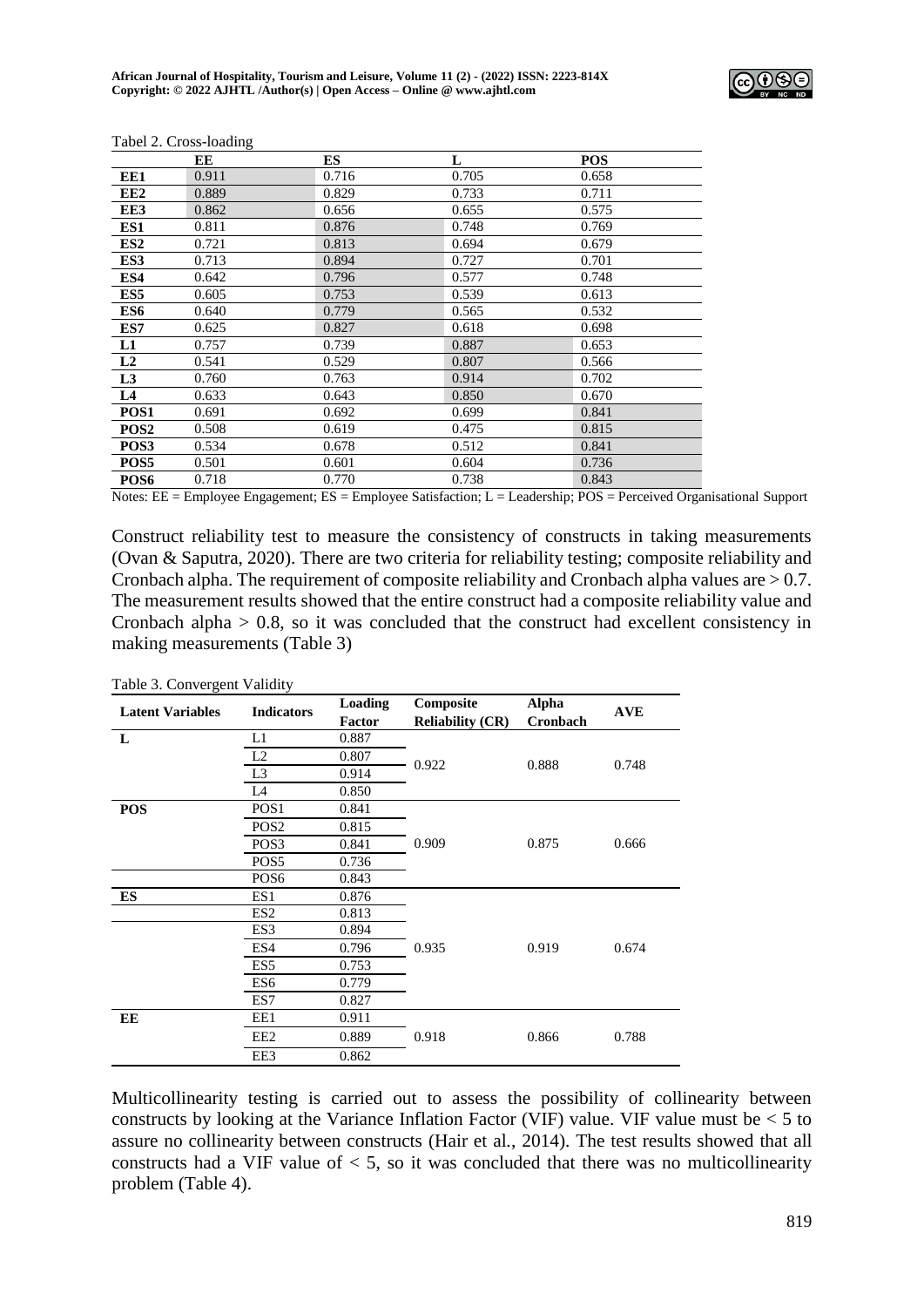Tabel 2. Cross-loading

| | EE | ES | L | POS |
|---|---|---|---|---|
| **EE1** | 0.911 | 0.716 | 0.705 | 0.658 |
| **EE2** | 0.889 | 0.829 | 0.733 | 0.711 |
| **EE3** | 0.862 | 0.656 | 0.655 | 0.575 |
| **ES1** | 0.811 | 0.876 | 0.748 | 0.769 |
| **ES2** | 0.721 | 0.813 | 0.694 | 0.679 |
| **ES3** | 0.713 | 0.894 | 0.727 | 0.701 |
| **ES4** | 0.642 | 0.796 | 0.577 | 0.748 |
| **ES5** | 0.605 | 0.753 | 0.539 | 0.613 |
| **ES6** | 0.640 | 0.779 | 0.565 | 0.532 |
| **ES7** | 0.625 | 0.827 | 0.618 | 0.698 |
| **L1** | 0.757 | 0.739 | 0.887 | 0.653 |
| **L2** | 0.541 | 0.529 | 0.807 | 0.566 |
| **L3** | 0.760 | 0.763 | 0.914 | 0.702 |
| **L4** | 0.633 | 0.643 | 0.850 | 0.670 |
| **POS1** | 0.691 | 0.692 | 0.699 | 0.841 |
| **POS2** | 0.508 | 0.619 | 0.475 | 0.815 |
| **POS3** | 0.534 | 0.678 | 0.512 | 0.841 |
| **POS5** | 0.501 | 0.601 | 0.604 | 0.736 |
| **POS6** | 0.718 | 0.770 | 0.738 | 0.843 |

Notes: EE = Employee Engagement; ES = Employee Satisfaction; L = Leadership; POS = Perceived Organisational Support

Construct reliability test to measure the consistency of constructs in taking measurements (Ovan & Saputra, 2020). There are two criteria for reliability testing; composite reliability and Cronbach alpha. The requirement of composite reliability and Cronbach alpha values are > 0.7. The measurement results showed that the entire construct had a composite reliability value and Cronbach alpha > 0.8, so it was concluded that the construct had excellent consistency in making measurements (Table 3)

Table 3. Convergent Validity

| Latent Variables | Indicators | Loading Factor | Composite Reliability (CR) | Alpha Cronbach | AVE |
|---|---|---|---|---|---|
| **L** | L1 | 0.887 | 0.922 | 0.888 | 0.748 |
| | L2 | 0.807 | | | |
| | L3 | 0.914 | | | |
| | L4 | 0.850 | | | |
| **POS** | POS1 | 0.841 | 0.909 | 0.875 | 0.666 |
| | POS2 | 0.815 | | | |
| | POS3 | 0.841 | | | |
| | POS5 | 0.736 | | | |
| | POS6 | 0.843 | | | |
| **ES** | ES1 | 0.876 | 0.935 | 0.919 | 0.674 |
| | ES2 | 0.813 | | | |
| | ES3 | 0.894 | | | |
| | ES4 | 0.796 | | | |
| | ES5 | 0.753 | | | |
| | ES6 | 0.779 | | | |
| | ES7 | 0.827 | | | |
| **EE** | EE1 | 0.911 | 0.918 | 0.866 | 0.788 |
| | EE2 | 0.889 | | | |
| | EE3 | 0.862 | | | |

Multicollinearity testing is carried out to assess the possibility of collinearity between constructs by looking at the Variance Inflation Factor (VIF) value. VIF value must be < 5 to assure no collinearity between constructs (Hair et al., 2014). The test results showed that all constructs had a VIF value of < 5, so it was concluded that there was no multicollinearity problem (Table 4).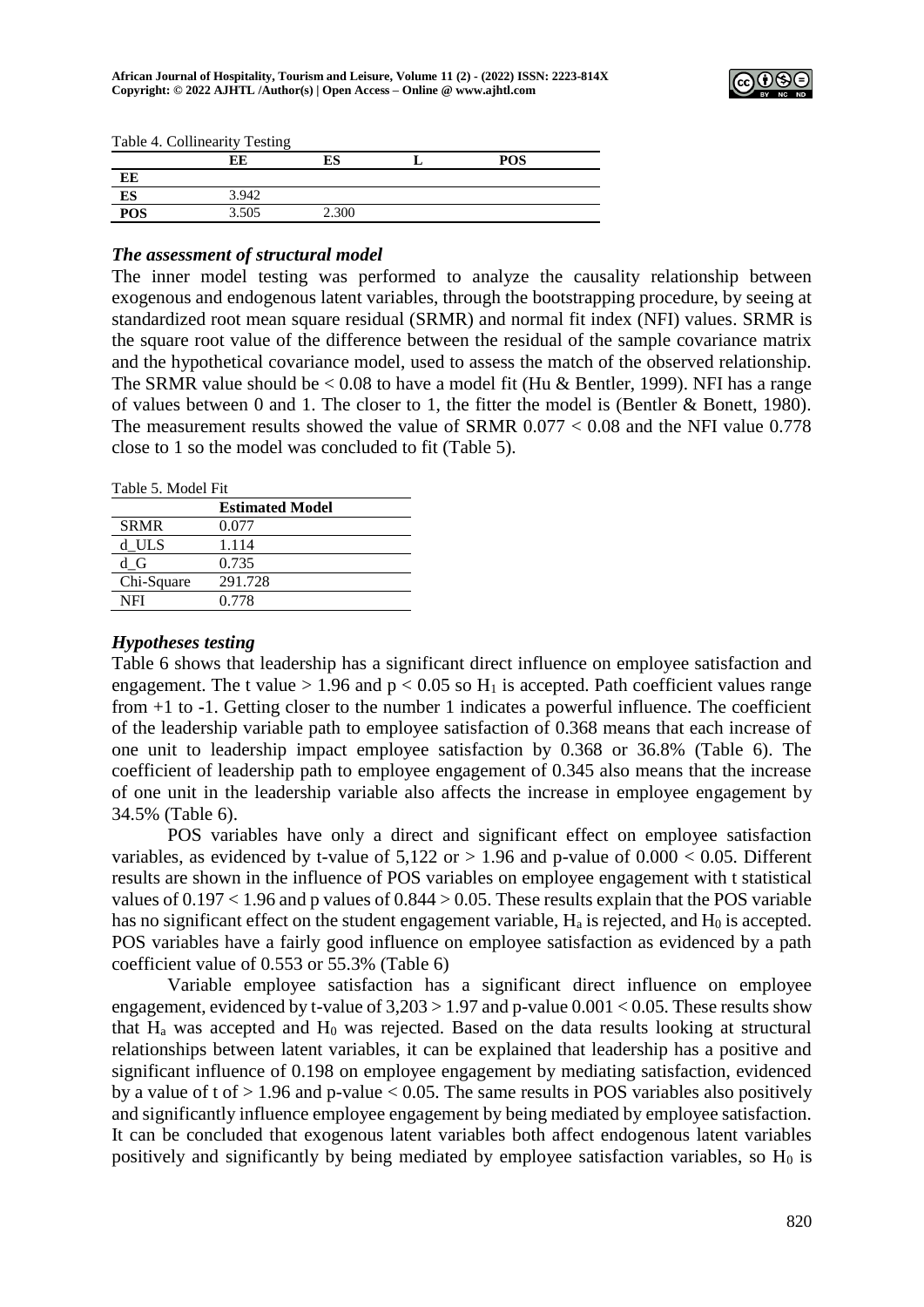Table 4. Collinearity Testing

| | EE | ES | L | POS |
|---|---|---|---|---|
| EE | | | | |
| ES | 3.942 | | | |
| POS | 3.505 | 2.300 | | |

### *The assessment of structural model*

The inner model testing was performed to analyze the causality relationship between exogenous and endogenous latent variables, through the bootstrapping procedure, by seeing at standardized root mean square residual (SRMR) and normal fit index (NFI) values. SRMR is the square root value of the difference between the residual of the sample covariance matrix and the hypothetical covariance model, used to assess the match of the observed relationship. The SRMR value should be $< 0.08$ to have a model fit (Hu & Bentler, 1999). NFI has a range of values between 0 and 1. The closer to 1, the fitter the model is (Bentler & Bonett, 1980). The measurement results showed the value of SRMR $0.077 < 0.08$ and the NFI value 0.778 close to 1 so the model was concluded to fit (Table 5).

Table 5. Model Fit

| | Estimated Model |
|---|---|
| SRMR | 0.077 |
| d_ULS | 1.114 |
| d_G | 0.735 |
| Chi-Square | 291.728 |
| NFI | 0.778 |

### *Hypotheses testing*

Table 6 shows that leadership has a significant direct influence on employee satisfaction and engagement. The t value $> 1.96$ and $p < 0.05$ so $H_1$ is accepted. Path coefficient values range from +1 to -1. Getting closer to the number 1 indicates a powerful influence. The coefficient of the leadership variable path to employee satisfaction of 0.368 means that each increase of one unit to leadership impact employee satisfaction by 0.368 or 36.8% (Table 6). The coefficient of leadership path to employee engagement of 0.345 also means that the increase of one unit in the leadership variable also affects the increase in employee engagement by 34.5% (Table 6).

POS variables have only a direct and significant effect on employee satisfaction variables, as evidenced by t-value of 5,122 or $> 1.96$ and p-value of $0.000 < 0.05$. Different results are shown in the influence of POS variables on employee engagement with t statistical values of $0.197 < 1.96$ and p values of $0.844 > 0.05$. These results explain that the POS variable has no significant effect on the student engagement variable, $H_a$ is rejected, and $H_0$ is accepted. POS variables have a fairly good influence on employee satisfaction as evidenced by a path coefficient value of 0.553 or 55.3% (Table 6)

Variable employee satisfaction has a significant direct influence on employee engagement, evidenced by t-value of $3{,}203 > 1.97$ and p-value $0.001 < 0.05$. These results show that $H_a$ was accepted and $H_0$ was rejected. Based on the data results looking at structural relationships between latent variables, it can be explained that leadership has a positive and significant influence of 0.198 on employee engagement by mediating satisfaction, evidenced by a value of t of $> 1.96$ and p-value $< 0.05$. The same results in POS variables also positively and significantly influence employee engagement by being mediated by employee satisfaction. It can be concluded that exogenous latent variables both affect endogenous latent variables positively and significantly by being mediated by employee satisfaction variables, so $H_0$ is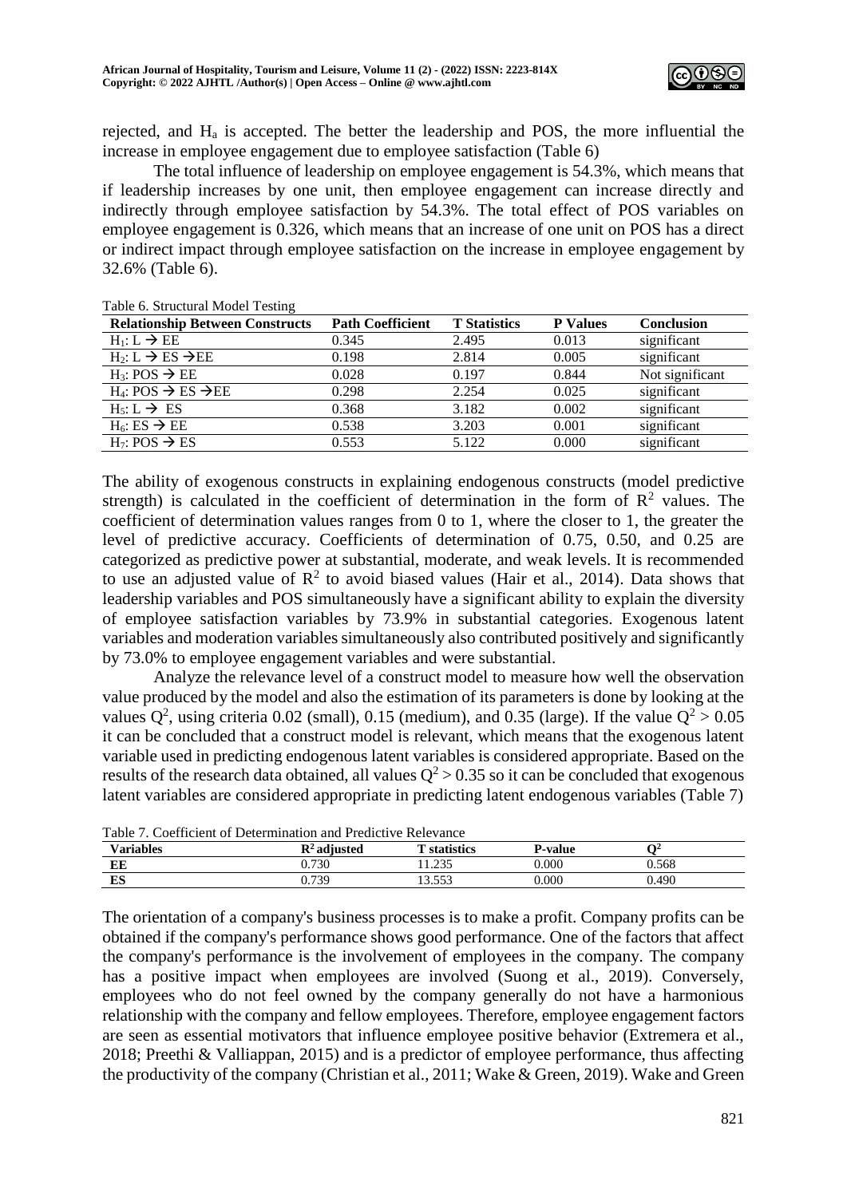rejected, and $H_a$ is accepted. The better the leadership and POS, the more influential the increase in employee engagement due to employee satisfaction (Table 6)

The total influence of leadership on employee engagement is 54.3%, which means that if leadership increases by one unit, then employee engagement can increase directly and indirectly through employee satisfaction by 54.3%. The total effect of POS variables on employee engagement is 0.326, which means that an increase of one unit on POS has a direct or indirect impact through employee satisfaction on the increase in employee engagement by 32.6% (Table 6).

Table 6. Structural Model Testing

| Relationship Between Constructs | Path Coefficient | T Statistics | P Values | Conclusion |
|---|---|---|---|---|
| $H_1$: L → EE | 0.345 | 2.495 | 0.013 | significant |
| $H_2$: L → ES → EE | 0.198 | 2.814 | 0.005 | significant |
| $H_3$: POS → EE | 0.028 | 0.197 | 0.844 | Not significant |
| $H_4$: POS → ES → EE | 0.298 | 2.254 | 0.025 | significant |
| $H_5$: L → ES | 0.368 | 3.182 | 0.002 | significant |
| $H_6$: ES → EE | 0.538 | 3.203 | 0.001 | significant |
| $H_7$: POS → ES | 0.553 | 5.122 | 0.000 | significant |

The ability of exogenous constructs in explaining endogenous constructs (model predictive strength) is calculated in the coefficient of determination in the form of $R^2$ values. The coefficient of determination values ranges from 0 to 1, where the closer to 1, the greater the level of predictive accuracy. Coefficients of determination of 0.75, 0.50, and 0.25 are categorized as predictive power at substantial, moderate, and weak levels. It is recommended to use an adjusted value of $R^2$ to avoid biased values (Hair et al., 2014). Data shows that leadership variables and POS simultaneously have a significant ability to explain the diversity of employee satisfaction variables by 73.9% in substantial categories. Exogenous latent variables and moderation variables simultaneously also contributed positively and significantly by 73.0% to employee engagement variables and were substantial.

Analyze the relevance level of a construct model to measure how well the observation value produced by the model and also the estimation of its parameters is done by looking at the values $Q^2$, using criteria 0.02 (small), 0.15 (medium), and 0.35 (large). If the value $Q^2 > 0.05$ it can be concluded that a construct model is relevant, which means that the exogenous latent variable used in predicting endogenous latent variables is considered appropriate. Based on the results of the research data obtained, all values $Q^2 > 0.35$ so it can be concluded that exogenous latent variables are considered appropriate in predicting latent endogenous variables (Table 7)

Table 7. Coefficient of Determination and Predictive Relevance

| Variables | $R^2$ adjusted | T statistics | P-value | $Q^2$ |
|---|---|---|---|---|
| EE | 0.730 | 11.235 | 0.000 | 0.568 |
| ES | 0.739 | 13.553 | 0.000 | 0.490 |

The orientation of a company's business processes is to make a profit. Company profits can be obtained if the company's performance shows good performance. One of the factors that affect the company's performance is the involvement of employees in the company. The company has a positive impact when employees are involved (Suong et al., 2019). Conversely, employees who do not feel owned by the company generally do not have a harmonious relationship with the company and fellow employees. Therefore, employee engagement factors are seen as essential motivators that influence employee positive behavior (Extremera et al., 2018; Preethi & Valliappan, 2015) and is a predictor of employee performance, thus affecting the productivity of the company (Christian et al., 2011; Wake & Green, 2019). Wake and Green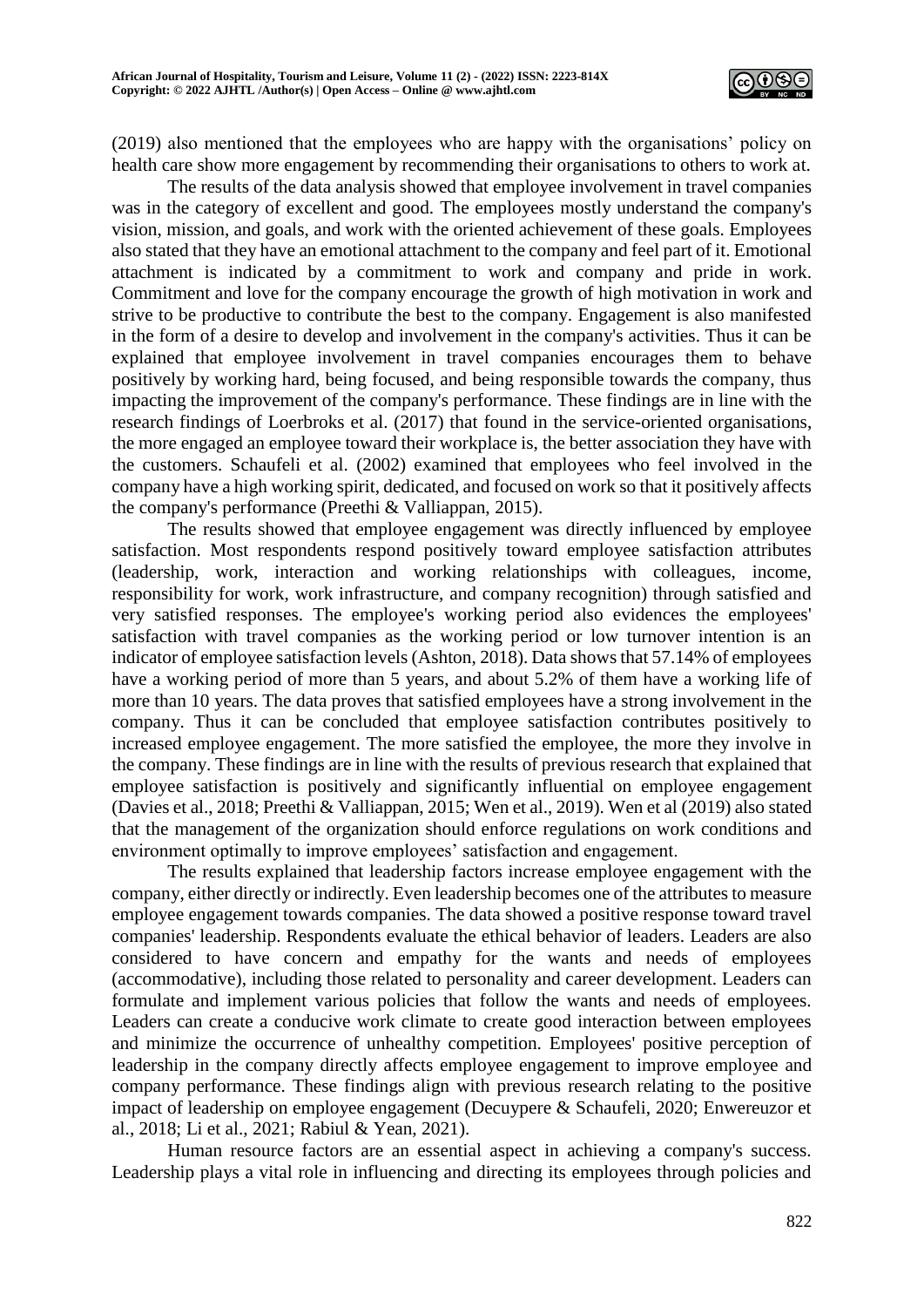(2019) also mentioned that the employees who are happy with the organisations' policy on health care show more engagement by recommending their organisations to others to work at.

The results of the data analysis showed that employee involvement in travel companies was in the category of excellent and good. The employees mostly understand the company's vision, mission, and goals, and work with the oriented achievement of these goals. Employees also stated that they have an emotional attachment to the company and feel part of it. Emotional attachment is indicated by a commitment to work and company and pride in work. Commitment and love for the company encourage the growth of high motivation in work and strive to be productive to contribute the best to the company. Engagement is also manifested in the form of a desire to develop and involvement in the company's activities. Thus it can be explained that employee involvement in travel companies encourages them to behave positively by working hard, being focused, and being responsible towards the company, thus impacting the improvement of the company's performance. These findings are in line with the research findings of Loerbroks et al. (2017) that found in the service-oriented organisations, the more engaged an employee toward their workplace is, the better association they have with the customers. Schaufeli et al. (2002) examined that employees who feel involved in the company have a high working spirit, dedicated, and focused on work so that it positively affects the company's performance (Preethi & Valliappan, 2015).

The results showed that employee engagement was directly influenced by employee satisfaction. Most respondents respond positively toward employee satisfaction attributes (leadership, work, interaction and working relationships with colleagues, income, responsibility for work, work infrastructure, and company recognition) through satisfied and very satisfied responses. The employee's working period also evidences the employees' satisfaction with travel companies as the working period or low turnover intention is an indicator of employee satisfaction levels (Ashton, 2018). Data shows that 57.14% of employees have a working period of more than 5 years, and about 5.2% of them have a working life of more than 10 years. The data proves that satisfied employees have a strong involvement in the company. Thus it can be concluded that employee satisfaction contributes positively to increased employee engagement. The more satisfied the employee, the more they involve in the company. These findings are in line with the results of previous research that explained that employee satisfaction is positively and significantly influential on employee engagement (Davies et al., 2018; Preethi & Valliappan, 2015; Wen et al., 2019). Wen et al (2019) also stated that the management of the organization should enforce regulations on work conditions and environment optimally to improve employees' satisfaction and engagement.

The results explained that leadership factors increase employee engagement with the company, either directly or indirectly. Even leadership becomes one of the attributes to measure employee engagement towards companies. The data showed a positive response toward travel companies' leadership. Respondents evaluate the ethical behavior of leaders. Leaders are also considered to have concern and empathy for the wants and needs of employees (accommodative), including those related to personality and career development. Leaders can formulate and implement various policies that follow the wants and needs of employees. Leaders can create a conducive work climate to create good interaction between employees and minimize the occurrence of unhealthy competition. Employees' positive perception of leadership in the company directly affects employee engagement to improve employee and company performance. These findings align with previous research relating to the positive impact of leadership on employee engagement (Decuypere & Schaufeli, 2020; Enwereuzor et al., 2018; Li et al., 2021; Rabiul & Yean, 2021).

Human resource factors are an essential aspect in achieving a company's success. Leadership plays a vital role in influencing and directing its employees through policies and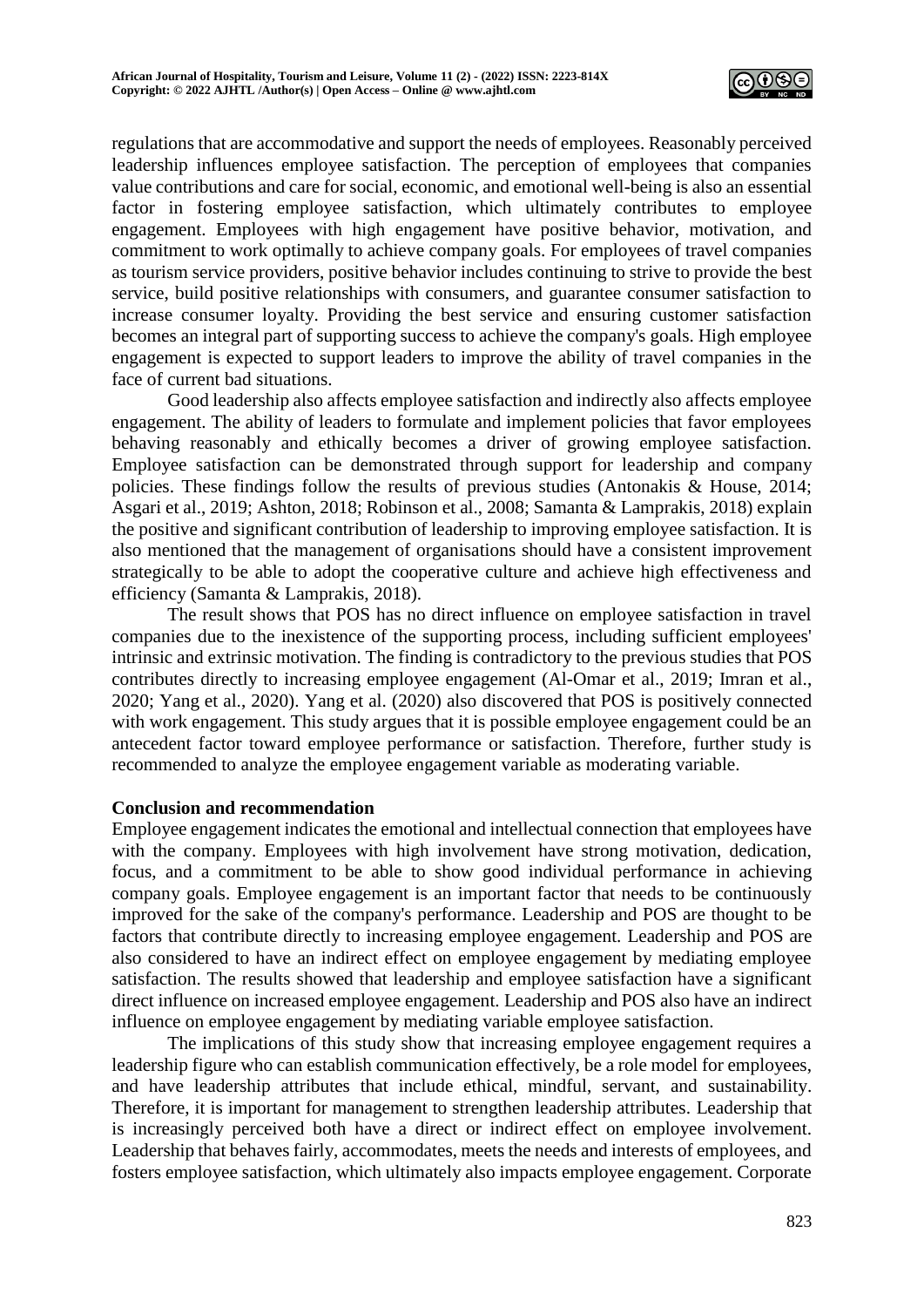regulations that are accommodative and support the needs of employees. Reasonably perceived leadership influences employee satisfaction. The perception of employees that companies value contributions and care for social, economic, and emotional well-being is also an essential factor in fostering employee satisfaction, which ultimately contributes to employee engagement. Employees with high engagement have positive behavior, motivation, and commitment to work optimally to achieve company goals. For employees of travel companies as tourism service providers, positive behavior includes continuing to strive to provide the best service, build positive relationships with consumers, and guarantee consumer satisfaction to increase consumer loyalty. Providing the best service and ensuring customer satisfaction becomes an integral part of supporting success to achieve the company's goals. High employee engagement is expected to support leaders to improve the ability of travel companies in the face of current bad situations.

Good leadership also affects employee satisfaction and indirectly also affects employee engagement. The ability of leaders to formulate and implement policies that favor employees behaving reasonably and ethically becomes a driver of growing employee satisfaction. Employee satisfaction can be demonstrated through support for leadership and company policies. These findings follow the results of previous studies (Antonakis & House, 2014; Asgari et al., 2019; Ashton, 2018; Robinson et al., 2008; Samanta & Lamprakis, 2018) explain the positive and significant contribution of leadership to improving employee satisfaction. It is also mentioned that the management of organisations should have a consistent improvement strategically to be able to adopt the cooperative culture and achieve high effectiveness and efficiency (Samanta & Lamprakis, 2018).

The result shows that POS has no direct influence on employee satisfaction in travel companies due to the inexistence of the supporting process, including sufficient employees' intrinsic and extrinsic motivation. The finding is contradictory to the previous studies that POS contributes directly to increasing employee engagement (Al-Omar et al., 2019; Imran et al., 2020; Yang et al., 2020). Yang et al. (2020) also discovered that POS is positively connected with work engagement. This study argues that it is possible employee engagement could be an antecedent factor toward employee performance or satisfaction. Therefore, further study is recommended to analyze the employee engagement variable as moderating variable.

**Conclusion and recommendation**

Employee engagement indicates the emotional and intellectual connection that employees have with the company. Employees with high involvement have strong motivation, dedication, focus, and a commitment to be able to show good individual performance in achieving company goals. Employee engagement is an important factor that needs to be continuously improved for the sake of the company's performance. Leadership and POS are thought to be factors that contribute directly to increasing employee engagement. Leadership and POS are also considered to have an indirect effect on employee engagement by mediating employee satisfaction. The results showed that leadership and employee satisfaction have a significant direct influence on increased employee engagement. Leadership and POS also have an indirect influence on employee engagement by mediating variable employee satisfaction.

The implications of this study show that increasing employee engagement requires a leadership figure who can establish communication effectively, be a role model for employees, and have leadership attributes that include ethical, mindful, servant, and sustainability. Therefore, it is important for management to strengthen leadership attributes. Leadership that is increasingly perceived both have a direct or indirect effect on employee involvement. Leadership that behaves fairly, accommodates, meets the needs and interests of employees, and fosters employee satisfaction, which ultimately also impacts employee engagement. Corporate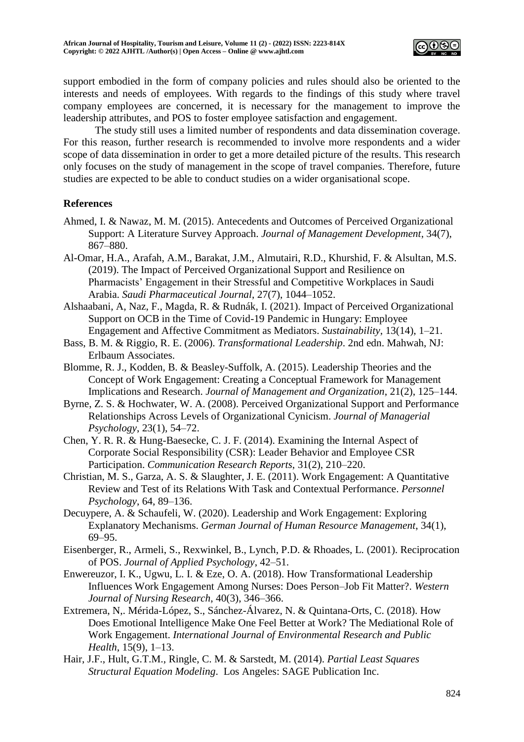support embodied in the form of company policies and rules should also be oriented to the interests and needs of employees. With regards to the findings of this study where travel company employees are concerned, it is necessary for the management to improve the leadership attributes, and POS to foster employee satisfaction and engagement.

The study still uses a limited number of respondents and data dissemination coverage. For this reason, further research is recommended to involve more respondents and a wider scope of data dissemination in order to get a more detailed picture of the results. This research only focuses on the study of management in the scope of travel companies. Therefore, future studies are expected to be able to conduct studies on a wider organisational scope.

## References

Ahmed, I. & Nawaz, M. M. (2015). Antecedents and Outcomes of Perceived Organizational Support: A Literature Survey Approach. *Journal of Management Development*, 34(7), 867–880.

Al-Omar, H.A., Arafah, A.M., Barakat, J.M., Almutairi, R.D., Khurshid, F. & Alsultan, M.S. (2019). The Impact of Perceived Organizational Support and Resilience on Pharmacists' Engagement in their Stressful and Competitive Workplaces in Saudi Arabia. *Saudi Pharmaceutical Journal*, 27(7), 1044–1052.

Alshaabani, A, Naz, F., Magda, R. & Rudnák, I. (2021). Impact of Perceived Organizational Support on OCB in the Time of Covid-19 Pandemic in Hungary: Employee Engagement and Affective Commitment as Mediators. *Sustainability*, 13(14), 1–21.

Bass, B. M. & Riggio, R. E. (2006). *Transformational Leadership*. 2nd edn. Mahwah, NJ: Erlbaum Associates.

Blomme, R. J., Kodden, B. & Beasley-Suffolk, A. (2015). Leadership Theories and the Concept of Work Engagement: Creating a Conceptual Framework for Management Implications and Research. *Journal of Management and Organization*, 21(2), 125–144.

Byrne, Z. S. & Hochwater, W. A. (2008). Perceived Organizational Support and Performance Relationships Across Levels of Organizational Cynicism. *Journal of Managerial Psychology*, 23(1), 54–72.

Chen, Y. R. R. & Hung-Baesecke, C. J. F. (2014). Examining the Internal Aspect of Corporate Social Responsibility (CSR): Leader Behavior and Employee CSR Participation. *Communication Research Reports*, 31(2), 210–220.

Christian, M. S., Garza, A. S. & Slaughter, J. E. (2011). Work Engagement: A Quantitative Review and Test of its Relations With Task and Contextual Performance. *Personnel Psychology*, 64, 89–136.

Decuypere, A. & Schaufeli, W. (2020). Leadership and Work Engagement: Exploring Explanatory Mechanisms. *German Journal of Human Resource Management*, 34(1), 69–95.

Eisenberger, R., Armeli, S., Rexwinkel, B., Lynch, P.D. & Rhoades, L. (2001). Reciprocation of POS. *Journal of Applied Psychology*, 42–51.

Enwereuzor, I. K., Ugwu, L. I. & Eze, O. A. (2018). How Transformational Leadership Influences Work Engagement Among Nurses: Does Person–Job Fit Matter?. *Western Journal of Nursing Research*, 40(3), 346–366.

Extremera, N,. Mérida-López, S., Sánchez-Álvarez, N. & Quintana-Orts, C. (2018). How Does Emotional Intelligence Make One Feel Better at Work? The Mediational Role of Work Engagement. *International Journal of Environmental Research and Public Health*, 15(9), 1–13.

Hair, J.F., Hult, G.T.M., Ringle, C. M. & Sarstedt, M. (2014). *Partial Least Squares Structural Equation Modeling*. Los Angeles: SAGE Publication Inc.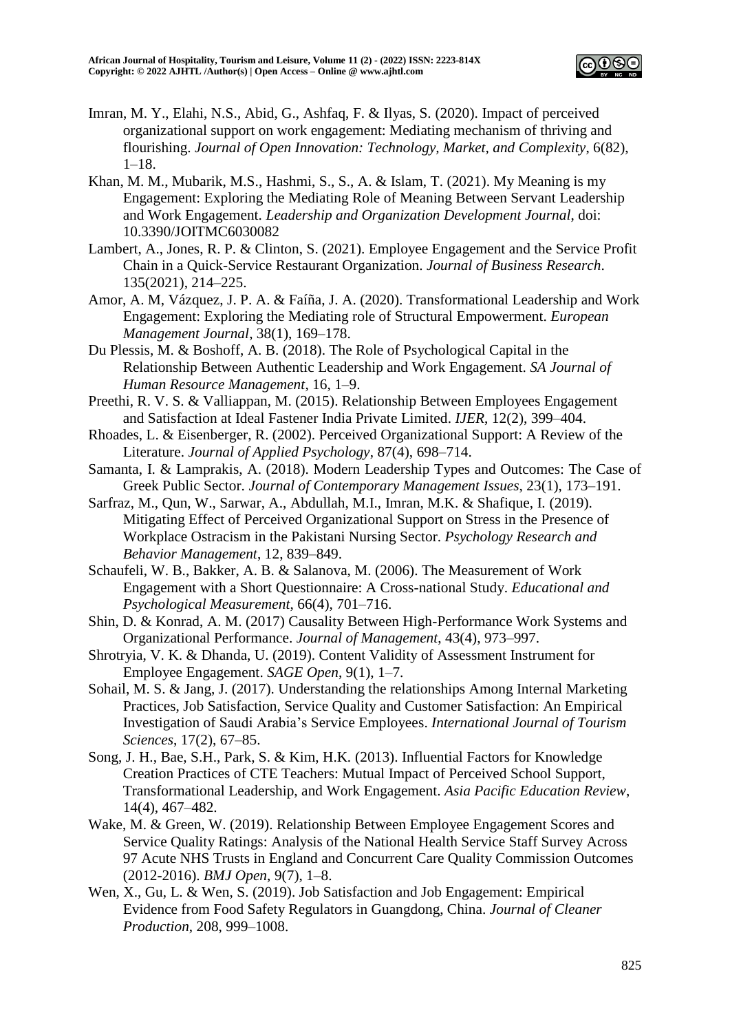Imran, M. Y., Elahi, N.S., Abid, G., Ashfaq, F. & Ilyas, S. (2020). Impact of perceived organizational support on work engagement: Mediating mechanism of thriving and flourishing. *Journal of Open Innovation: Technology, Market, and Complexity*, 6(82), 1–18.

Khan, M. M., Mubarik, M.S., Hashmi, S., S., A. & Islam, T. (2021). My Meaning is my Engagement: Exploring the Mediating Role of Meaning Between Servant Leadership and Work Engagement. *Leadership and Organization Development Journal*, doi: 10.3390/JOITMC6030082

Lambert, A., Jones, R. P. & Clinton, S. (2021). Employee Engagement and the Service Profit Chain in a Quick-Service Restaurant Organization. *Journal of Business Research*. 135(2021), 214–225.

Amor, A. M, Vázquez, J. P. A. & Faíña, J. A. (2020). Transformational Leadership and Work Engagement: Exploring the Mediating role of Structural Empowerment. *European Management Journal*, 38(1), 169–178.

Du Plessis, M. & Boshoff, A. B. (2018). The Role of Psychological Capital in the Relationship Between Authentic Leadership and Work Engagement. *SA Journal of Human Resource Management*, 16, 1–9.

Preethi, R. V. S. & Valliappan, M. (2015). Relationship Between Employees Engagement and Satisfaction at Ideal Fastener India Private Limited. *IJER*, 12(2), 399–404.

Rhoades, L. & Eisenberger, R. (2002). Perceived Organizational Support: A Review of the Literature. *Journal of Applied Psychology*, 87(4), 698–714.

Samanta, I. & Lamprakis, A. (2018). Modern Leadership Types and Outcomes: The Case of Greek Public Sector. *Journal of Contemporary Management Issues*, 23(1), 173–191.

Sarfraz, M., Qun, W., Sarwar, A., Abdullah, M.I., Imran, M.K. & Shafique, I. (2019). Mitigating Effect of Perceived Organizational Support on Stress in the Presence of Workplace Ostracism in the Pakistani Nursing Sector. *Psychology Research and Behavior Management*, 12, 839–849.

Schaufeli, W. B., Bakker, A. B. & Salanova, M. (2006). The Measurement of Work Engagement with a Short Questionnaire: A Cross-national Study. *Educational and Psychological Measurement*, 66(4), 701–716.

Shin, D. & Konrad, A. M. (2017) Causality Between High-Performance Work Systems and Organizational Performance. *Journal of Management*, 43(4), 973–997.

Shrotryia, V. K. & Dhanda, U. (2019). Content Validity of Assessment Instrument for Employee Engagement. *SAGE Open*, 9(1), 1–7.

Sohail, M. S. & Jang, J. (2017). Understanding the relationships Among Internal Marketing Practices, Job Satisfaction, Service Quality and Customer Satisfaction: An Empirical Investigation of Saudi Arabia's Service Employees. *International Journal of Tourism Sciences*, 17(2), 67–85.

Song, J. H., Bae, S.H., Park, S. & Kim, H.K. (2013). Influential Factors for Knowledge Creation Practices of CTE Teachers: Mutual Impact of Perceived School Support, Transformational Leadership, and Work Engagement. *Asia Pacific Education Review*, 14(4), 467–482.

Wake, M. & Green, W. (2019). Relationship Between Employee Engagement Scores and Service Quality Ratings: Analysis of the National Health Service Staff Survey Across 97 Acute NHS Trusts in England and Concurrent Care Quality Commission Outcomes (2012-2016). *BMJ Open*, 9(7), 1–8.

Wen, X., Gu, L. & Wen, S. (2019). Job Satisfaction and Job Engagement: Empirical Evidence from Food Safety Regulators in Guangdong, China. *Journal of Cleaner Production*, 208, 999–1008.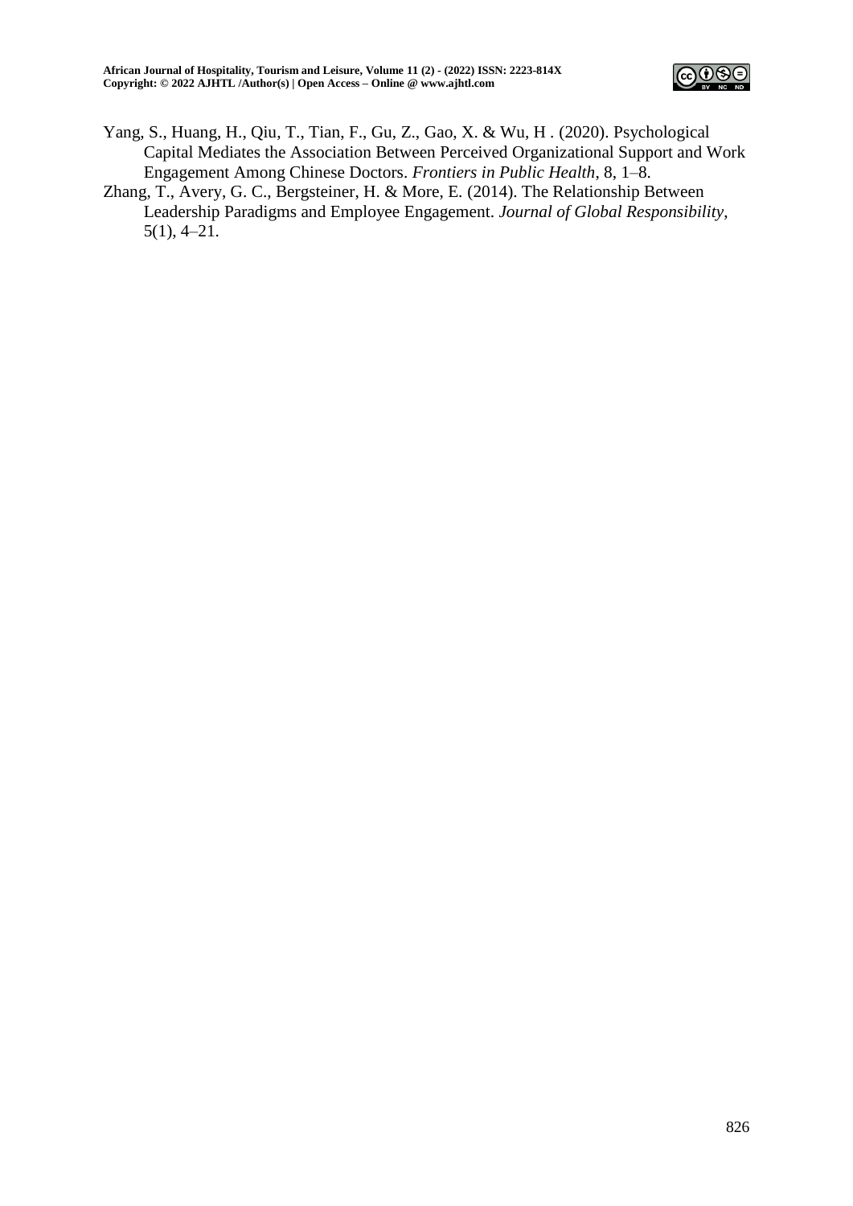Yang, S., Huang, H., Qiu, T., Tian, F., Gu, Z., Gao, X. & Wu, H . (2020). Psychological Capital Mediates the Association Between Perceived Organizational Support and Work Engagement Among Chinese Doctors. *Frontiers in Public Health*, 8, 1–8.

Zhang, T., Avery, G. C., Bergsteiner, H. & More, E. (2014). The Relationship Between Leadership Paradigms and Employee Engagement. *Journal of Global Responsibility*, 5(1), 4–21.